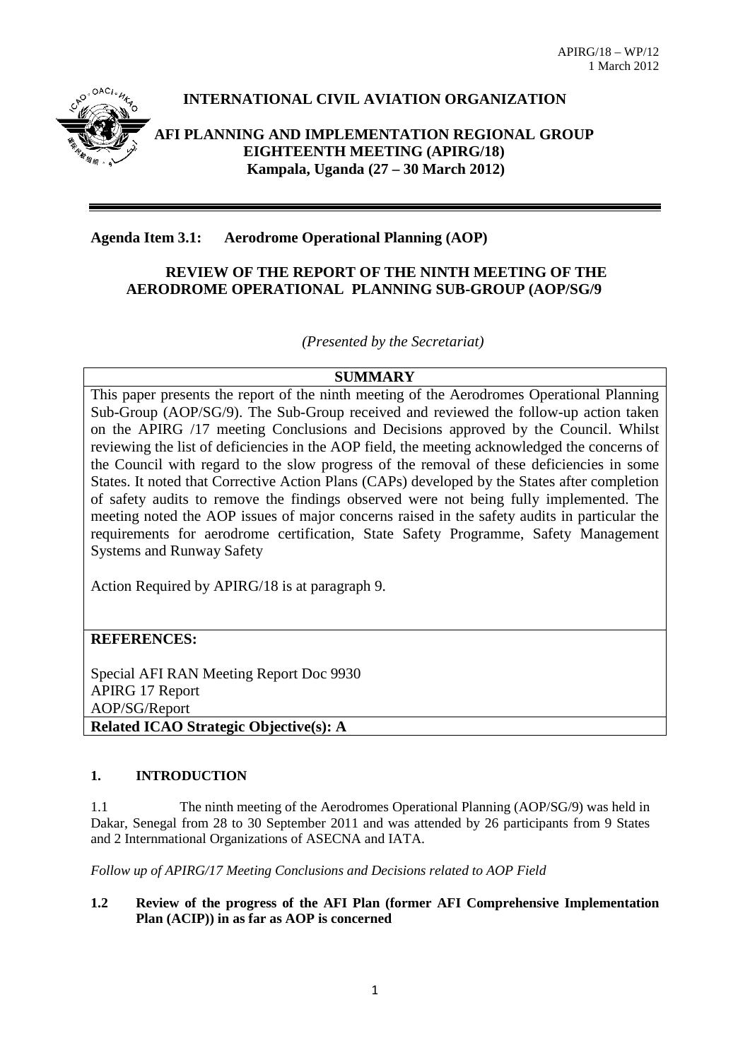APIRG/18 – WP/12
1 March 2012

**INTERNATIONAL CIVIL AVIATION ORGANIZATION**

**AFI PLANNING AND IMPLEMENTATION REGIONAL GROUP EIGHTEENTH MEETING (APIRG/18)**
**Kampala, Uganda (27 – 30 March 2012)**

---

**Agenda Item 3.1: Aerodrome Operational Planning (AOP)**

**REVIEW OF THE REPORT OF THE NINTH MEETING OF THE AERODROME OPERATIONAL PLANNING SUB-GROUP (AOP/SG/9**

*(Presented by the Secretariat)*

| **SUMMARY** |
|---|
| This paper presents the report of the ninth meeting of the Aerodromes Operational Planning Sub-Group (AOP/SG/9). The Sub-Group received and reviewed the follow-up action taken on the APIRG /17 meeting Conclusions and Decisions approved by the Council. Whilst reviewing the list of deficiencies in the AOP field, the meeting acknowledged the concerns of the Council with regard to the slow progress of the removal of these deficiencies in some States. It noted that Corrective Action Plans (CAPs) developed by the States after completion of safety audits to remove the findings observed were not being fully implemented. The meeting noted the AOP issues of major concerns raised in the safety audits in particular the requirements for aerodrome certification, State Safety Programme, Safety Management Systems and Runway Safety<br><br>Action Required by APIRG/18 is at paragraph 9. |
| **REFERENCES:**<br><br>Special AFI RAN Meeting Report Doc 9930<br>APIRG 17 Report<br>AOP/SG/Report |
| **Related ICAO Strategic Objective(s): A** |

## 1. INTRODUCTION

1.1 The ninth meeting of the Aerodromes Operational Planning (AOP/SG/9) was held in Dakar, Senegal from 28 to 30 September 2011 and was attended by 26 participants from 9 States and 2 Internmational Organizations of ASECNA and IATA.

*Follow up of APIRG/17 Meeting Conclusions and Decisions related to AOP Field*

**1.2 Review of the progress of the AFI Plan (former AFI Comprehensive Implementation Plan (ACIP)) in as far as AOP is concerned**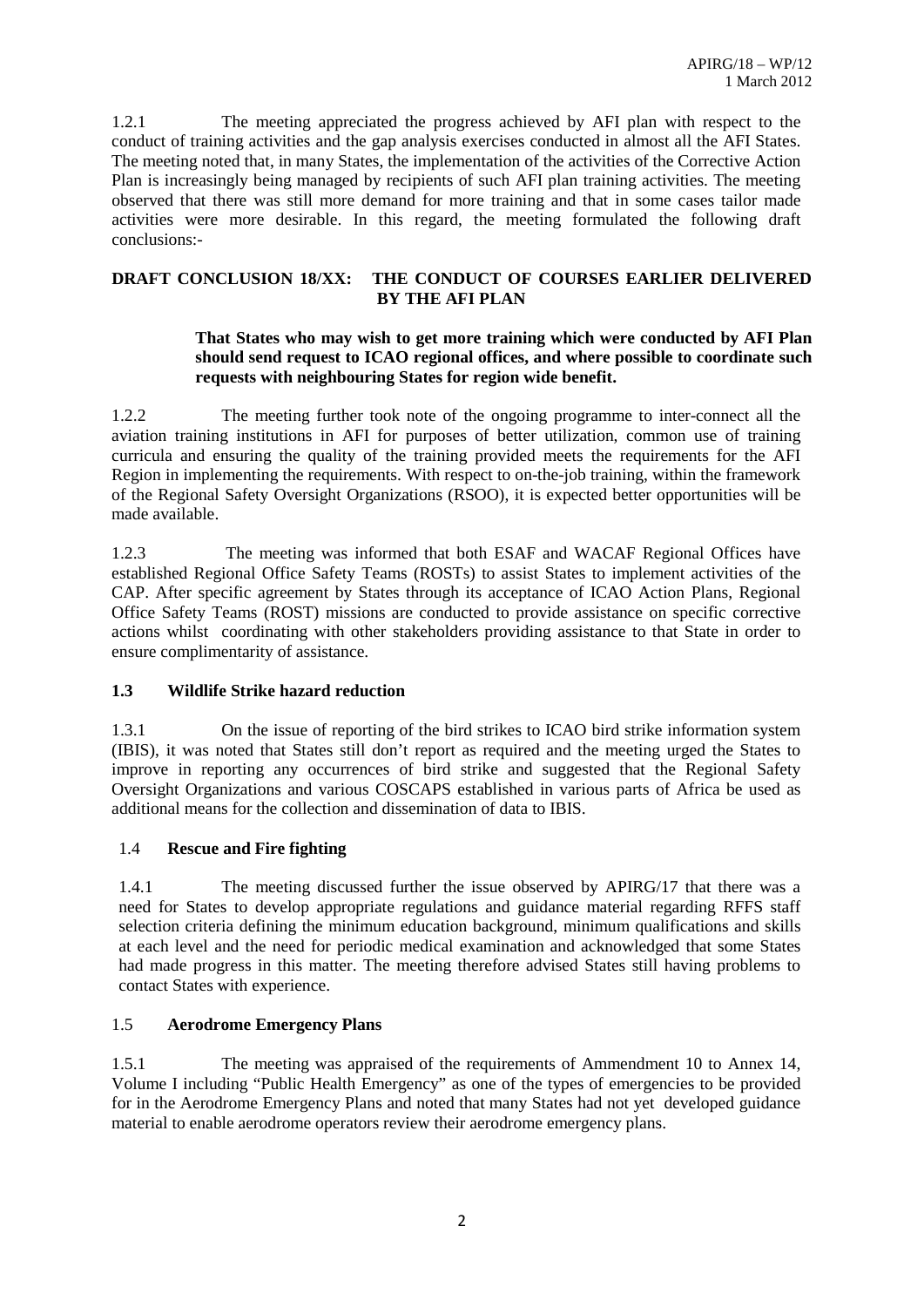1.2.1 The meeting appreciated the progress achieved by AFI plan with respect to the conduct of training activities and the gap analysis exercises conducted in almost all the AFI States. The meeting noted that, in many States, the implementation of the activities of the Corrective Action Plan is increasingly being managed by recipients of such AFI plan training activities. The meeting observed that there was still more demand for more training and that in some cases tailor made activities were more desirable. In this regard, the meeting formulated the following draft conclusions:-

**DRAFT CONCLUSION 18/XX: THE CONDUCT OF COURSES EARLIER DELIVERED BY THE AFI PLAN**

> **That States who may wish to get more training which were conducted by AFI Plan should send request to ICAO regional offices, and where possible to coordinate such requests with neighbouring States for region wide benefit.**

1.2.2 The meeting further took note of the ongoing programme to inter-connect all the aviation training institutions in AFI for purposes of better utilization, common use of training curricula and ensuring the quality of the training provided meets the requirements for the AFI Region in implementing the requirements. With respect to on-the-job training, within the framework of the Regional Safety Oversight Organizations (RSOO), it is expected better opportunities will be made available.

1.2.3 The meeting was informed that both ESAF and WACAF Regional Offices have established Regional Office Safety Teams (ROSTs) to assist States to implement activities of the CAP. After specific agreement by States through its acceptance of ICAO Action Plans, Regional Office Safety Teams (ROST) missions are conducted to provide assistance on specific corrective actions whilst coordinating with other stakeholders providing assistance to that State in order to ensure complimentarity of assistance.

### 1.3 Wildlife Strike hazard reduction

1.3.1 On the issue of reporting of the bird strikes to ICAO bird strike information system (IBIS), it was noted that States still don't report as required and the meeting urged the States to improve in reporting any occurrences of bird strike and suggested that the Regional Safety Oversight Organizations and various COSCAPS established in various parts of Africa be used as additional means for the collection and dissemination of data to IBIS.

### 1.4 Rescue and Fire fighting

1.4.1 The meeting discussed further the issue observed by APIRG/17 that there was a need for States to develop appropriate regulations and guidance material regarding RFFS staff selection criteria defining the minimum education background, minimum qualifications and skills at each level and the need for periodic medical examination and acknowledged that some States had made progress in this matter. The meeting therefore advised States still having problems to contact States with experience.

### 1.5 Aerodrome Emergency Plans

1.5.1 The meeting was appraised of the requirements of Ammendment 10 to Annex 14, Volume I including "Public Health Emergency" as one of the types of emergencies to be provided for in the Aerodrome Emergency Plans and noted that many States had not yet developed guidance material to enable aerodrome operators review their aerodrome emergency plans.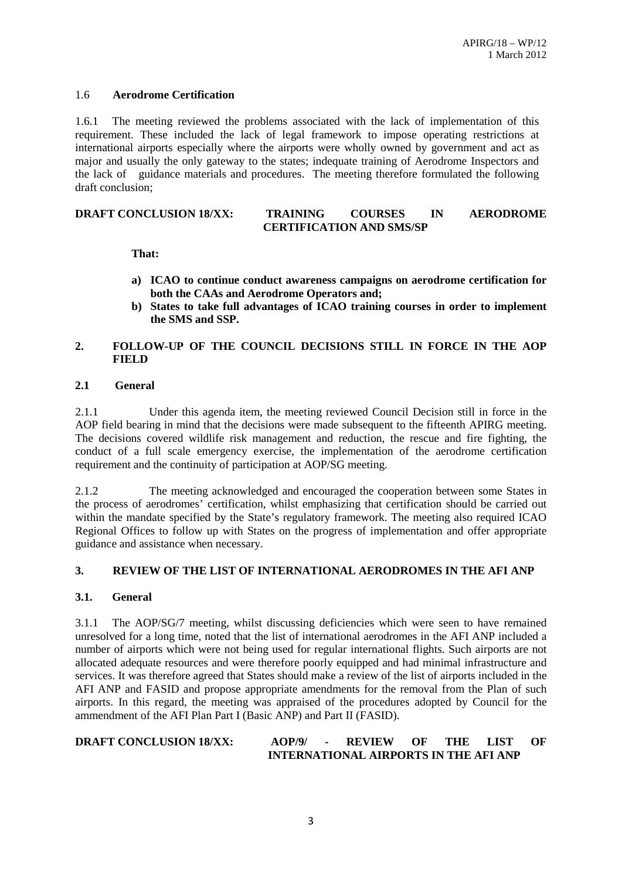1.6 **Aerodrome Certification**

1.6.1 The meeting reviewed the problems associated with the lack of implementation of this requirement. These included the lack of legal framework to impose operating restrictions at international airports especially where the airports were wholly owned by government and act as major and usually the only gateway to the states; indequate training of Aerodrome Inspectors and the lack of guidance materials and procedures. The meeting therefore formulated the following draft conclusion;

**DRAFT CONCLUSION 18/XX: TRAINING COURSES IN AERODROME CERTIFICATION AND SMS/SP**

**That:**

- **a) ICAO to continue conduct awareness campaigns on aerodrome certification for both the CAAs and Aerodrome Operators and;**
- **b) States to take full advantages of ICAO training courses in order to implement the SMS and SSP.**

## 2. FOLLOW-UP OF THE COUNCIL DECISIONS STILL IN FORCE IN THE AOP FIELD

### 2.1 General

2.1.1 Under this agenda item, the meeting reviewed Council Decision still in force in the AOP field bearing in mind that the decisions were made subsequent to the fifteenth APIRG meeting. The decisions covered wildlife risk management and reduction, the rescue and fire fighting, the conduct of a full scale emergency exercise, the implementation of the aerodrome certification requirement and the continuity of participation at AOP/SG meeting.

2.1.2 The meeting acknowledged and encouraged the cooperation between some States in the process of aerodromes' certification, whilst emphasizing that certification should be carried out within the mandate specified by the State's regulatory framework. The meeting also required ICAO Regional Offices to follow up with States on the progress of implementation and offer appropriate guidance and assistance when necessary.

## 3. REVIEW OF THE LIST OF INTERNATIONAL AERODROMES IN THE AFI ANP

### 3.1. General

3.1.1 The AOP/SG/7 meeting, whilst discussing deficiencies which were seen to have remained unresolved for a long time, noted that the list of international aerodromes in the AFI ANP included a number of airports which were not being used for regular international flights. Such airports are not allocated adequate resources and were therefore poorly equipped and had minimal infrastructure and services. It was therefore agreed that States should make a review of the list of airports included in the AFI ANP and FASID and propose appropriate amendments for the removal from the Plan of such airports. In this regard, the meeting was appraised of the procedures adopted by Council for the ammendment of the AFI Plan Part I (Basic ANP) and Part II (FASID).

**DRAFT CONCLUSION 18/XX: AOP/9/ - REVIEW OF THE LIST OF INTERNATIONAL AIRPORTS IN THE AFI ANP**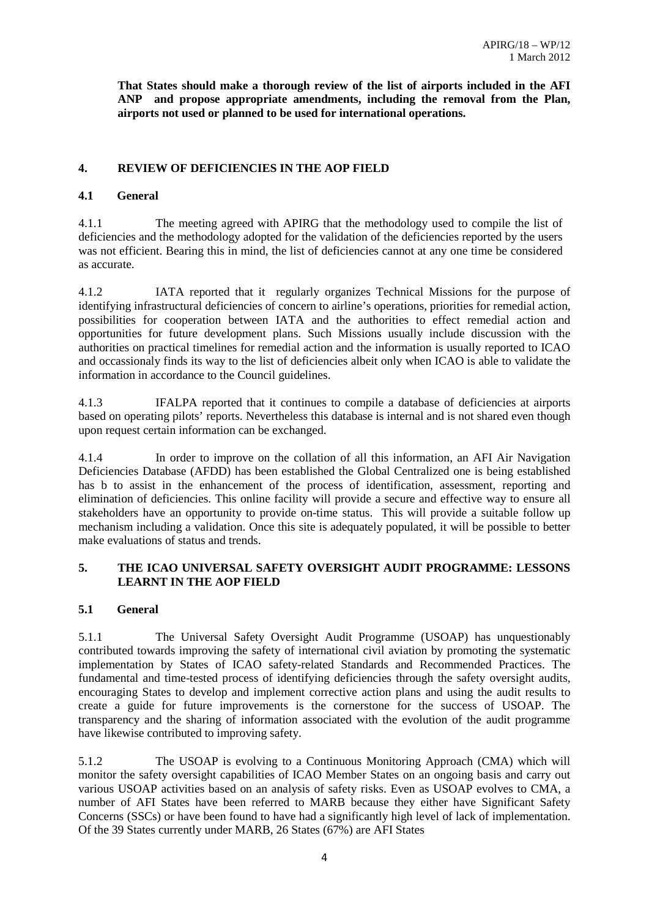**That States should make a thorough review of the list of airports included in the AFI ANP and propose appropriate amendments, including the removal from the Plan, airports not used or planned to be used for international operations.**

## 4. REVIEW OF DEFICIENCIES IN THE AOP FIELD

### 4.1 General

4.1.1 The meeting agreed with APIRG that the methodology used to compile the list of deficiencies and the methodology adopted for the validation of the deficiencies reported by the users was not efficient. Bearing this in mind, the list of deficiencies cannot at any one time be considered as accurate.

4.1.2 IATA reported that it regularly organizes Technical Missions for the purpose of identifying infrastructural deficiencies of concern to airline's operations, priorities for remedial action, possibilities for cooperation between IATA and the authorities to effect remedial action and opportunities for future development plans. Such Missions usually include discussion with the authorities on practical timelines for remedial action and the information is usually reported to ICAO and occassionaly finds its way to the list of deficiencies albeit only when ICAO is able to validate the information in accordance to the Council guidelines.

4.1.3 IFALPA reported that it continues to compile a database of deficiencies at airports based on operating pilots' reports. Nevertheless this database is internal and is not shared even though upon request certain information can be exchanged.

4.1.4 In order to improve on the collation of all this information, an AFI Air Navigation Deficiencies Database (AFDD) has been established the Global Centralized one is being established has b to assist in the enhancement of the process of identification, assessment, reporting and elimination of deficiencies. This online facility will provide a secure and effective way to ensure all stakeholders have an opportunity to provide on-time status. This will provide a suitable follow up mechanism including a validation. Once this site is adequately populated, it will be possible to better make evaluations of status and trends.

## 5. THE ICAO UNIVERSAL SAFETY OVERSIGHT AUDIT PROGRAMME: LESSONS LEARNT IN THE AOP FIELD

### 5.1 General

5.1.1 The Universal Safety Oversight Audit Programme (USOAP) has unquestionably contributed towards improving the safety of international civil aviation by promoting the systematic implementation by States of ICAO safety-related Standards and Recommended Practices. The fundamental and time-tested process of identifying deficiencies through the safety oversight audits, encouraging States to develop and implement corrective action plans and using the audit results to create a guide for future improvements is the cornerstone for the success of USOAP. The transparency and the sharing of information associated with the evolution of the audit programme have likewise contributed to improving safety.

5.1.2 The USOAP is evolving to a Continuous Monitoring Approach (CMA) which will monitor the safety oversight capabilities of ICAO Member States on an ongoing basis and carry out various USOAP activities based on an analysis of safety risks. Even as USOAP evolves to CMA, a number of AFI States have been referred to MARB because they either have Significant Safety Concerns (SSCs) or have been found to have had a significantly high level of lack of implementation. Of the 39 States currently under MARB, 26 States (67%) are AFI States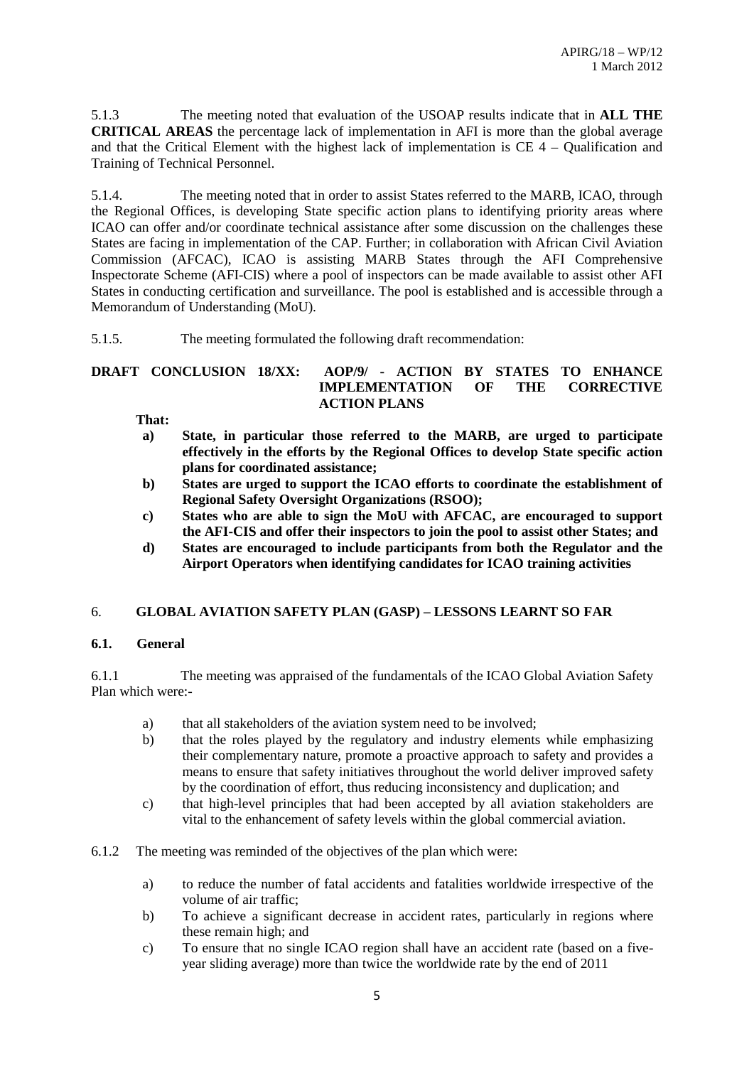5.1.3 The meeting noted that evaluation of the USOAP results indicate that in **ALL THE CRITICAL AREAS** the percentage lack of implementation in AFI is more than the global average and that the Critical Element with the highest lack of implementation is CE 4 – Qualification and Training of Technical Personnel.

5.1.4. The meeting noted that in order to assist States referred to the MARB, ICAO, through the Regional Offices, is developing State specific action plans to identifying priority areas where ICAO can offer and/or coordinate technical assistance after some discussion on the challenges these States are facing in implementation of the CAP. Further; in collaboration with African Civil Aviation Commission (AFCAC), ICAO is assisting MARB States through the AFI Comprehensive Inspectorate Scheme (AFI-CIS) where a pool of inspectors can be made available to assist other AFI States in conducting certification and surveillance. The pool is established and is accessible through a Memorandum of Understanding (MoU).

5.1.5. The meeting formulated the following draft recommendation:

**DRAFT CONCLUSION 18/XX: AOP/9/ - ACTION BY STATES TO ENHANCE IMPLEMENTATION OF THE CORRECTIVE ACTION PLANS**

**That:**

**a) State, in particular those referred to the MARB, are urged to participate effectively in the efforts by the Regional Offices to develop State specific action plans for coordinated assistance;**

**b) States are urged to support the ICAO efforts to coordinate the establishment of Regional Safety Oversight Organizations (RSOO);**

**c) States who are able to sign the MoU with AFCAC, are encouraged to support the AFI-CIS and offer their inspectors to join the pool to assist other States; and**

**d) States are encouraged to include participants from both the Regulator and the Airport Operators when identifying candidates for ICAO training activities**

## 6. GLOBAL AVIATION SAFETY PLAN (GASP) – LESSONS LEARNT SO FAR

### 6.1. General

6.1.1 The meeting was appraised of the fundamentals of the ICAO Global Aviation Safety Plan which were:-

a) that all stakeholders of the aviation system need to be involved;

b) that the roles played by the regulatory and industry elements while emphasizing their complementary nature, promote a proactive approach to safety and provides a means to ensure that safety initiatives throughout the world deliver improved safety by the coordination of effort, thus reducing inconsistency and duplication; and

c) that high-level principles that had been accepted by all aviation stakeholders are vital to the enhancement of safety levels within the global commercial aviation.

6.1.2 The meeting was reminded of the objectives of the plan which were:

a) to reduce the number of fatal accidents and fatalities worldwide irrespective of the volume of air traffic;

b) To achieve a significant decrease in accident rates, particularly in regions where these remain high; and

c) To ensure that no single ICAO region shall have an accident rate (based on a five-year sliding average) more than twice the worldwide rate by the end of 2011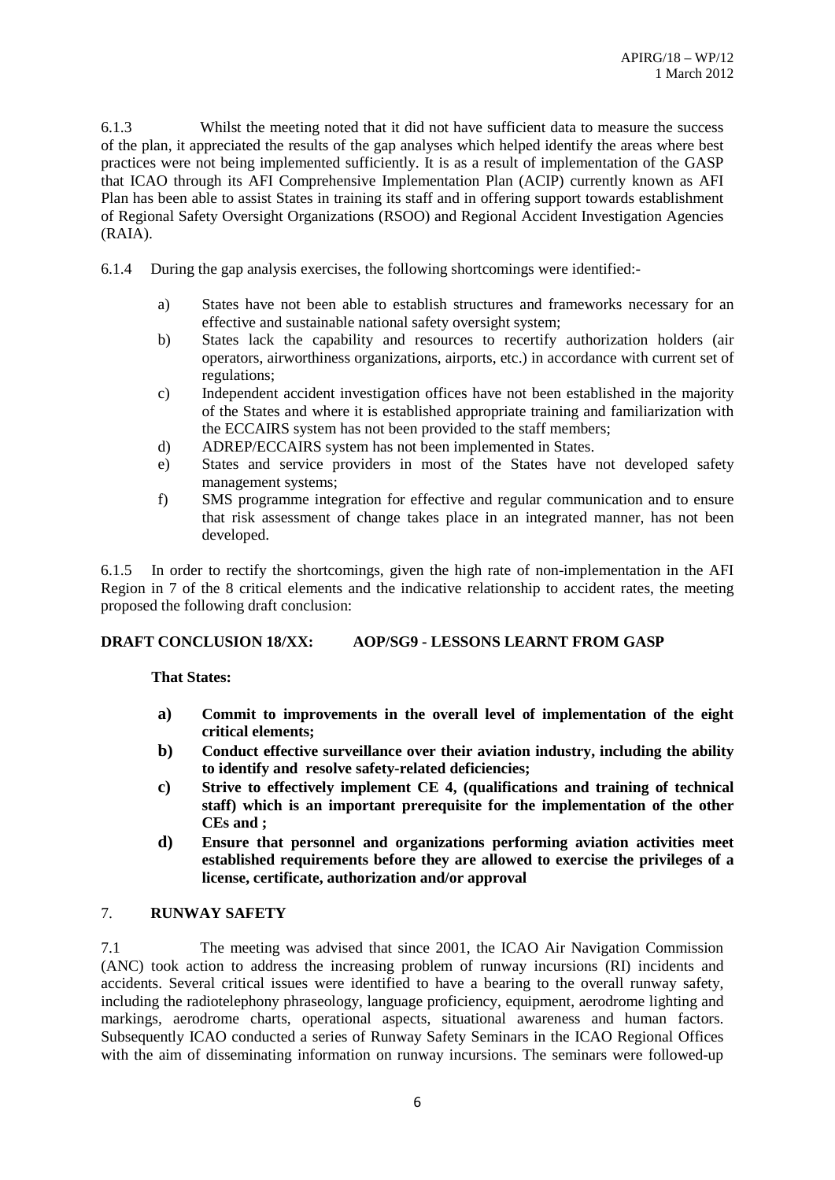6.1.3 Whilst the meeting noted that it did not have sufficient data to measure the success of the plan, it appreciated the results of the gap analyses which helped identify the areas where best practices were not being implemented sufficiently. It is as a result of implementation of the GASP that ICAO through its AFI Comprehensive Implementation Plan (ACIP) currently known as AFI Plan has been able to assist States in training its staff and in offering support towards establishment of Regional Safety Oversight Organizations (RSOO) and Regional Accident Investigation Agencies (RAIA).

6.1.4 During the gap analysis exercises, the following shortcomings were identified:-

a) States have not been able to establish structures and frameworks necessary for an effective and sustainable national safety oversight system;
b) States lack the capability and resources to recertify authorization holders (air operators, airworthiness organizations, airports, etc.) in accordance with current set of regulations;
c) Independent accident investigation offices have not been established in the majority of the States and where it is established appropriate training and familiarization with the ECCAIRS system has not been provided to the staff members;
d) ADREP/ECCAIRS system has not been implemented in States.
e) States and service providers in most of the States have not developed safety management systems;
f) SMS programme integration for effective and regular communication and to ensure that risk assessment of change takes place in an integrated manner, has not been developed.

6.1.5 In order to rectify the shortcomings, given the high rate of non-implementation in the AFI Region in 7 of the 8 critical elements and the indicative relationship to accident rates, the meeting proposed the following draft conclusion:

**DRAFT CONCLUSION 18/XX: AOP/SG9 - LESSONS LEARNT FROM GASP**

**That States:**

**a) Commit to improvements in the overall level of implementation of the eight critical elements;**
**b) Conduct effective surveillance over their aviation industry, including the ability to identify and resolve safety-related deficiencies;**
**c) Strive to effectively implement CE 4, (qualifications and training of technical staff) which is an important prerequisite for the implementation of the other CEs and ;**
**d) Ensure that personnel and organizations performing aviation activities meet established requirements before they are allowed to exercise the privileges of a license, certificate, authorization and/or approval**

## 7. RUNWAY SAFETY

7.1 The meeting was advised that since 2001, the ICAO Air Navigation Commission (ANC) took action to address the increasing problem of runway incursions (RI) incidents and accidents. Several critical issues were identified to have a bearing to the overall runway safety, including the radiotelephony phraseology, language proficiency, equipment, aerodrome lighting and markings, aerodrome charts, operational aspects, situational awareness and human factors. Subsequently ICAO conducted a series of Runway Safety Seminars in the ICAO Regional Offices with the aim of disseminating information on runway incursions. The seminars were followed-up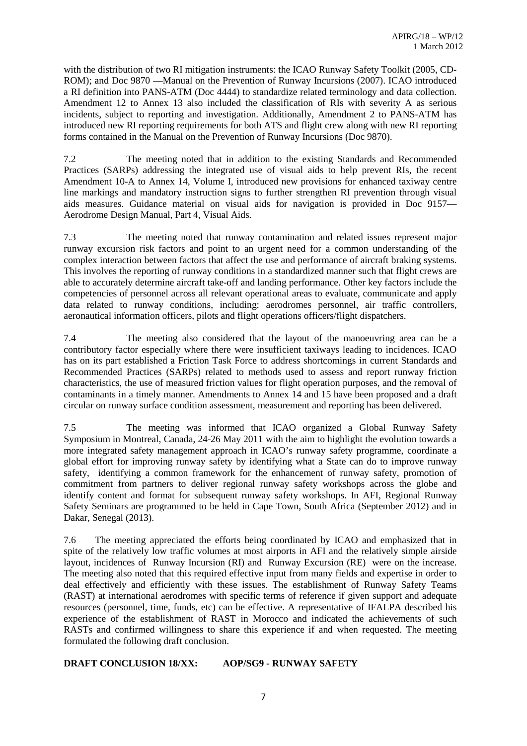with the distribution of two RI mitigation instruments: the ICAO Runway Safety Toolkit (2005, CD-ROM); and Doc 9870 —Manual on the Prevention of Runway Incursions (2007). ICAO introduced a RI definition into PANS-ATM (Doc 4444) to standardize related terminology and data collection. Amendment 12 to Annex 13 also included the classification of RIs with severity A as serious incidents, subject to reporting and investigation. Additionally, Amendment 2 to PANS-ATM has introduced new RI reporting requirements for both ATS and flight crew along with new RI reporting forms contained in the Manual on the Prevention of Runway Incursions (Doc 9870).

7.2 The meeting noted that in addition to the existing Standards and Recommended Practices (SARPs) addressing the integrated use of visual aids to help prevent RIs, the recent Amendment 10-A to Annex 14, Volume I, introduced new provisions for enhanced taxiway centre line markings and mandatory instruction signs to further strengthen RI prevention through visual aids measures. Guidance material on visual aids for navigation is provided in Doc 9157— Aerodrome Design Manual, Part 4, Visual Aids.

7.3 The meeting noted that runway contamination and related issues represent major runway excursion risk factors and point to an urgent need for a common understanding of the complex interaction between factors that affect the use and performance of aircraft braking systems. This involves the reporting of runway conditions in a standardized manner such that flight crews are able to accurately determine aircraft take-off and landing performance. Other key factors include the competencies of personnel across all relevant operational areas to evaluate, communicate and apply data related to runway conditions, including: aerodromes personnel, air traffic controllers, aeronautical information officers, pilots and flight operations officers/flight dispatchers.

7.4 The meeting also considered that the layout of the manoeuvring area can be a contributory factor especially where there were insufficient taxiways leading to incidences. ICAO has on its part established a Friction Task Force to address shortcomings in current Standards and Recommended Practices (SARPs) related to methods used to assess and report runway friction characteristics, the use of measured friction values for flight operation purposes, and the removal of contaminants in a timely manner. Amendments to Annex 14 and 15 have been proposed and a draft circular on runway surface condition assessment, measurement and reporting has been delivered.

7.5 The meeting was informed that ICAO organized a Global Runway Safety Symposium in Montreal, Canada, 24-26 May 2011 with the aim to highlight the evolution towards a more integrated safety management approach in ICAO's runway safety programme, coordinate a global effort for improving runway safety by identifying what a State can do to improve runway safety, identifying a common framework for the enhancement of runway safety, promotion of commitment from partners to deliver regional runway safety workshops across the globe and identify content and format for subsequent runway safety workshops. In AFI, Regional Runway Safety Seminars are programmed to be held in Cape Town, South Africa (September 2012) and in Dakar, Senegal (2013).

7.6 The meeting appreciated the efforts being coordinated by ICAO and emphasized that in spite of the relatively low traffic volumes at most airports in AFI and the relatively simple airside layout, incidences of Runway Incursion (RI) and Runway Excursion (RE) were on the increase. The meeting also noted that this required effective input from many fields and expertise in order to deal effectively and efficiently with these issues. The establishment of Runway Safety Teams (RAST) at international aerodromes with specific terms of reference if given support and adequate resources (personnel, time, funds, etc) can be effective. A representative of IFALPA described his experience of the establishment of RAST in Morocco and indicated the achievements of such RASTs and confirmed willingness to share this experience if and when requested. The meeting formulated the following draft conclusion.

**DRAFT CONCLUSION 18/XX: AOP/SG9 - RUNWAY SAFETY**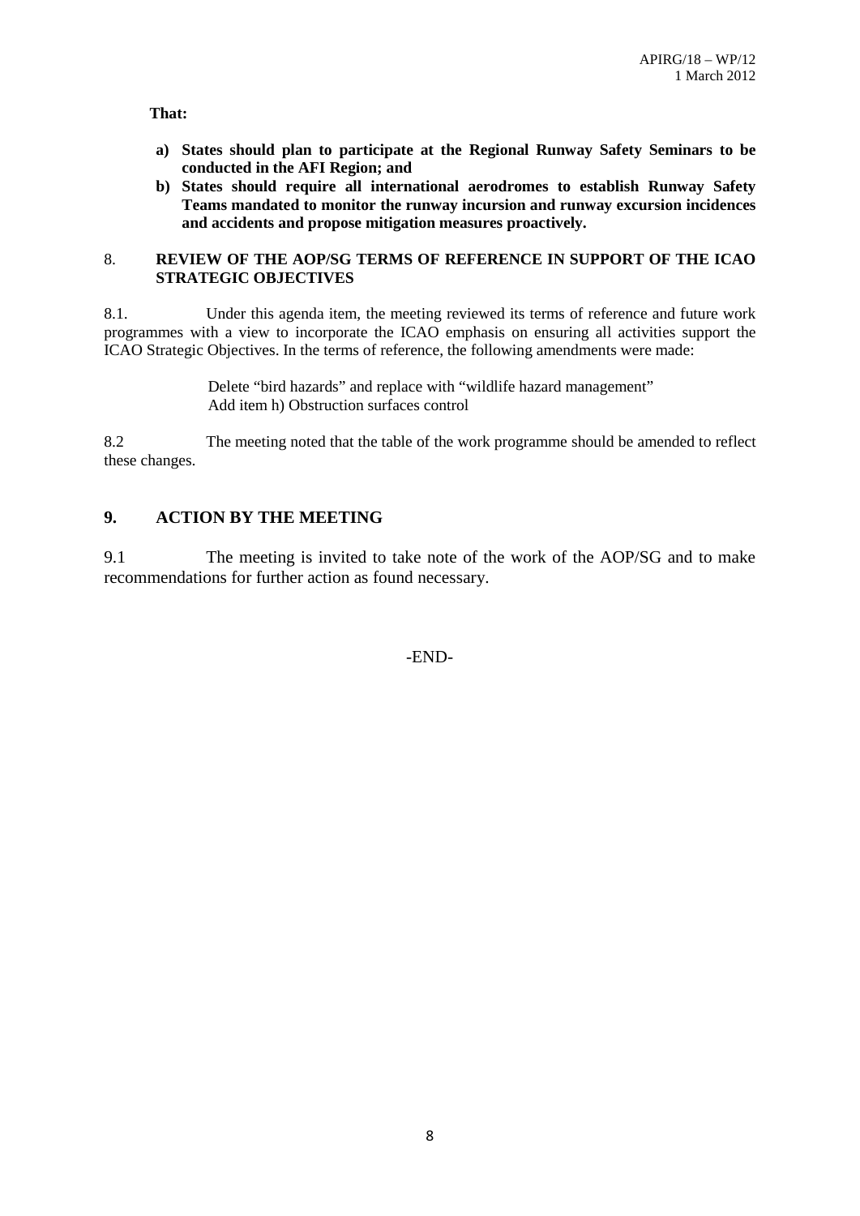**That:**

- **a) States should plan to participate at the Regional Runway Safety Seminars to be conducted in the AFI Region; and**
- **b) States should require all international aerodromes to establish Runway Safety Teams mandated to monitor the runway incursion and runway excursion incidences and accidents and propose mitigation measures proactively.**

## 8. REVIEW OF THE AOP/SG TERMS OF REFERENCE IN SUPPORT OF THE ICAO STRATEGIC OBJECTIVES

8.1. Under this agenda item, the meeting reviewed its terms of reference and future work programmes with a view to incorporate the ICAO emphasis on ensuring all activities support the ICAO Strategic Objectives. In the terms of reference, the following amendments were made:

Delete "bird hazards" and replace with "wildlife hazard management"
Add item h) Obstruction surfaces control

8.2 The meeting noted that the table of the work programme should be amended to reflect these changes.

## 9. ACTION BY THE MEETING

9.1 The meeting is invited to take note of the work of the AOP/SG and to make recommendations for further action as found necessary.

-END-